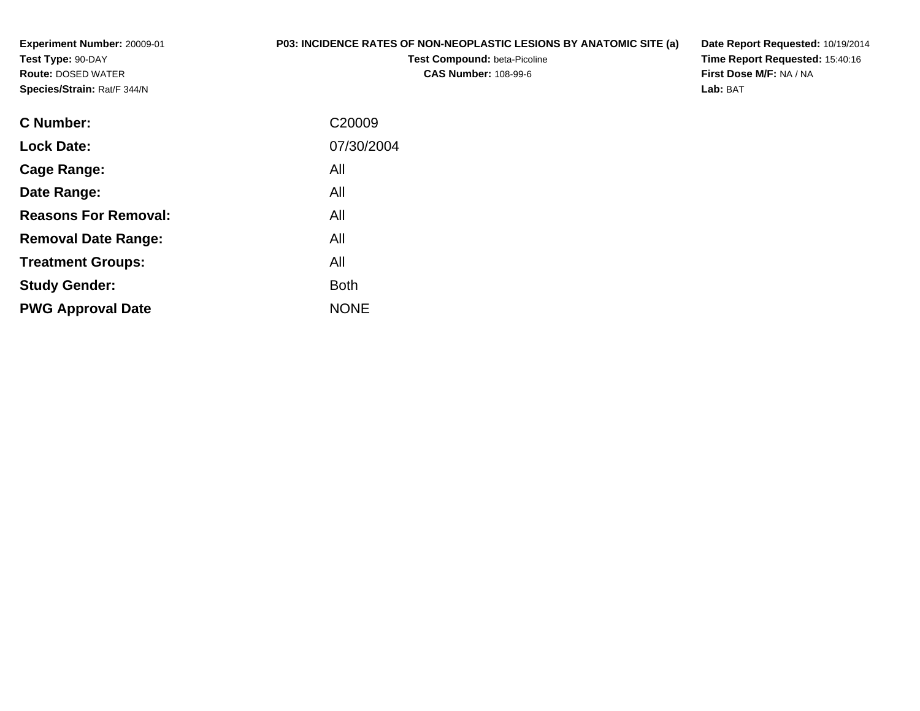**Experiment Number:** 20009-01
**Test Type:** 90-DAY
**Route:** DOSED WATER
**Species/Strain:** Rat/F 344/N

**P03: INCIDENCE RATES OF NON-NEOPLASTIC LESIONS BY ANATOMIC SITE (a)**
**Test Compound:** beta-Picoline
**CAS Number:** 108-99-6

**Date Report Requested:** 10/19/2014
**Time Report Requested:** 15:40:16
**First Dose M/F:** NA / NA
**Lab:** BAT

| | |
|---|---|
| **C Number:** | C20009 |
| **Lock Date:** | 07/30/2004 |
| **Cage Range:** | All |
| **Date Range:** | All |
| **Reasons For Removal:** | All |
| **Removal Date Range:** | All |
| **Treatment Groups:** | All |
| **Study Gender:** | Both |
| **PWG Approval Date** | NONE |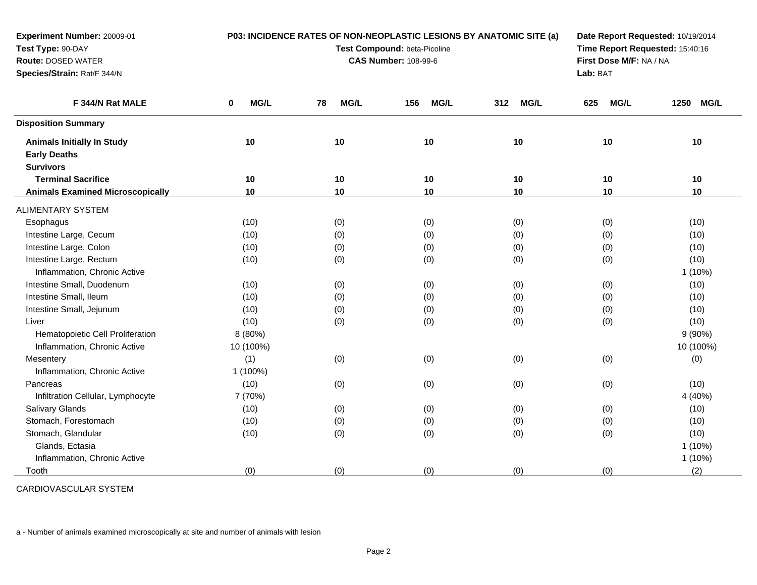**Experiment Number:** 20009-01
**Test Type:** 90-DAY
**Route:** DOSED WATER
**Species/Strain:** Rat/F 344/N

**P03: INCIDENCE RATES OF NON-NEOPLASTIC LESIONS BY ANATOMIC SITE (a)**
**Test Compound:** beta-Picoline
**CAS Number:** 108-99-6

**Date Report Requested:** 10/19/2014
**Time Report Requested:** 15:40:16
**First Dose M/F:** NA / NA
**Lab:** BAT

| F 344/N Rat MALE | 0 MG/L | 78 MG/L | 156 MG/L | 312 MG/L | 625 MG/L | 1250 MG/L |
|---|---|---|---|---|---|---|
| **Disposition Summary** | | | | | | |
| **Animals Initially In Study** | 10 | 10 | 10 | 10 | 10 | 10 |
| **Early Deaths** | | | | | | |
| **Survivors** | | | | | | |
| **Terminal Sacrifice** | 10 | 10 | 10 | 10 | 10 | 10 |
| **Animals Examined Microscopically** | 10 | 10 | 10 | 10 | 10 | 10 |
| ALIMENTARY SYSTEM | | | | | | |
| Esophagus | (10) | (0) | (0) | (0) | (0) | (10) |
| Intestine Large, Cecum | (10) | (0) | (0) | (0) | (0) | (10) |
| Intestine Large, Colon | (10) | (0) | (0) | (0) | (0) | (10) |
| Intestine Large, Rectum | (10) | (0) | (0) | (0) | (0) | (10) |
| Inflammation, Chronic Active | | | | | | 1 (10%) |
| Intestine Small, Duodenum | (10) | (0) | (0) | (0) | (0) | (10) |
| Intestine Small, Ileum | (10) | (0) | (0) | (0) | (0) | (10) |
| Intestine Small, Jejunum | (10) | (0) | (0) | (0) | (0) | (10) |
| Liver | (10) | (0) | (0) | (0) | (0) | (10) |
| Hematopoietic Cell Proliferation | 8 (80%) | | | | | 9 (90%) |
| Inflammation, Chronic Active | 10 (100%) | | | | | 10 (100%) |
| Mesentery | (1) | (0) | (0) | (0) | (0) | (0) |
| Inflammation, Chronic Active | 1 (100%) | | | | | |
| Pancreas | (10) | (0) | (0) | (0) | (0) | (10) |
| Infiltration Cellular, Lymphocyte | 7 (70%) | | | | | 4 (40%) |
| Salivary Glands | (10) | (0) | (0) | (0) | (0) | (10) |
| Stomach, Forestomach | (10) | (0) | (0) | (0) | (0) | (10) |
| Stomach, Glandular | (10) | (0) | (0) | (0) | (0) | (10) |
| Glands, Ectasia | | | | | | 1 (10%) |
| Inflammation, Chronic Active | | | | | | 1 (10%) |
| Tooth | (0) | (0) | (0) | (0) | (0) | (2) |

CARDIOVASCULAR SYSTEM

a - Number of animals examined microscopically at site and number of animals with lesion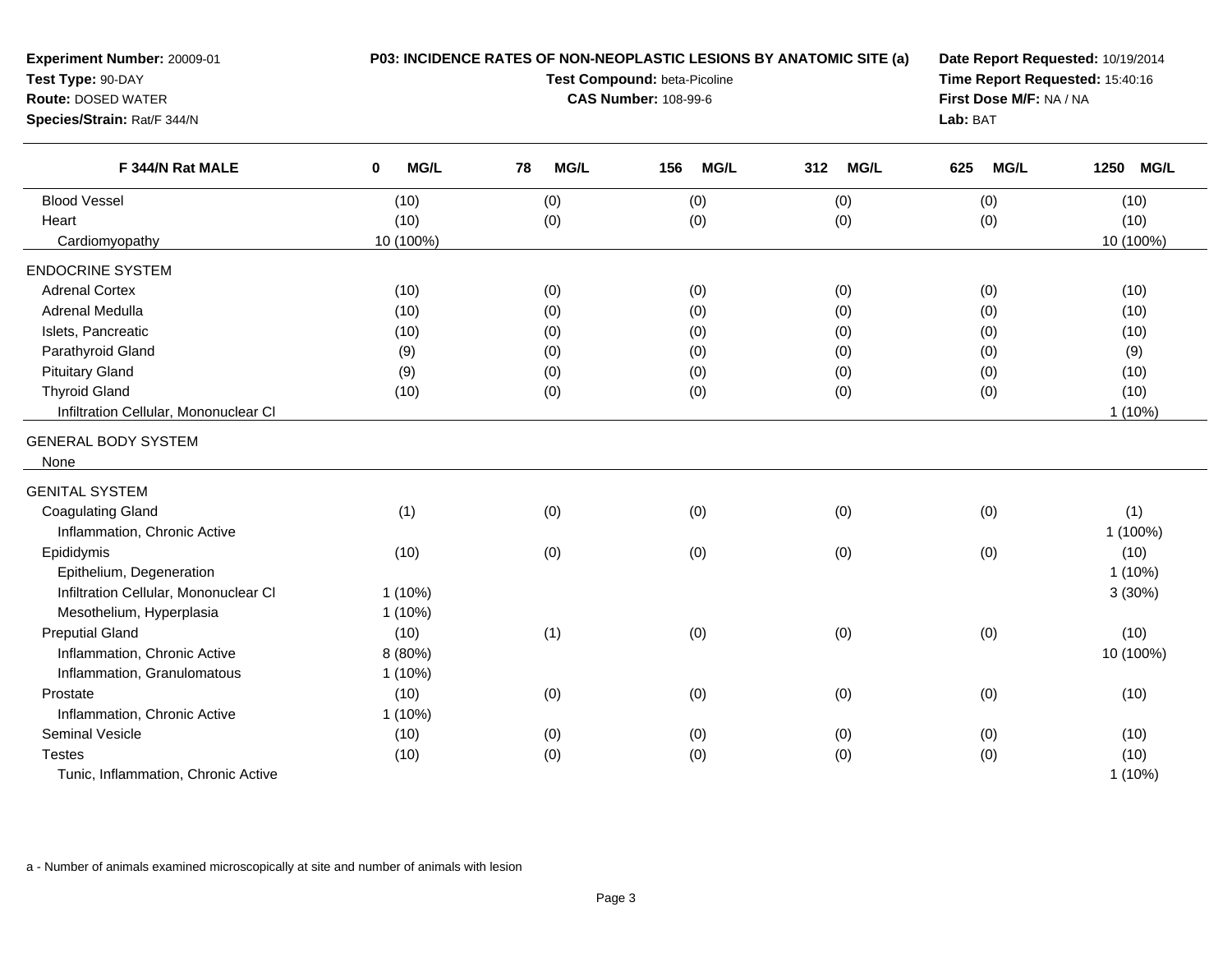**Experiment Number:** 20009-01
**Test Type:** 90-DAY
**Route:** DOSED WATER
**Species/Strain:** Rat/F 344/N

**P03: INCIDENCE RATES OF NON-NEOPLASTIC LESIONS BY ANATOMIC SITE (a)**
**Test Compound:** beta-Picoline
**CAS Number:** 108-99-6

**Date Report Requested:** 10/19/2014
**Time Report Requested:** 15:40:16
**First Dose M/F:** NA / NA
**Lab:** BAT

| F 344/N Rat MALE | 0 MG/L | 78 MG/L | 156 MG/L | 312 MG/L | 625 MG/L | 1250 MG/L |
|---|---|---|---|---|---|---|
| Blood Vessel | (10) | (0) | (0) | (0) | (0) | (10) |
| Heart | (10) | (0) | (0) | (0) | (0) | (10) |
| Cardiomyopathy | 10 (100%) | | | | | 10 (100%) |
| ENDOCRINE SYSTEM | | | | | | |
| Adrenal Cortex | (10) | (0) | (0) | (0) | (0) | (10) |
| Adrenal Medulla | (10) | (0) | (0) | (0) | (0) | (10) |
| Islets, Pancreatic | (10) | (0) | (0) | (0) | (0) | (10) |
| Parathyroid Gland | (9) | (0) | (0) | (0) | (0) | (9) |
| Pituitary Gland | (9) | (0) | (0) | (0) | (0) | (10) |
| Thyroid Gland | (10) | (0) | (0) | (0) | (0) | (10) |
| Infiltration Cellular, Mononuclear Cl | | | | | | 1 (10%) |
| GENERAL BODY SYSTEM | | | | | | |
| None | | | | | | |
| GENITAL SYSTEM | | | | | | |
| Coagulating Gland | (1) | (0) | (0) | (0) | (0) | (1) |
| Inflammation, Chronic Active | | | | | | 1 (100%) |
| Epididymis | (10) | (0) | (0) | (0) | (0) | (10) |
| Epithelium, Degeneration | | | | | | 1 (10%) |
| Infiltration Cellular, Mononuclear Cl | 1 (10%) | | | | | 3 (30%) |
| Mesothelium, Hyperplasia | 1 (10%) | | | | | |
| Preputial Gland | (10) | (1) | (0) | (0) | (0) | (10) |
| Inflammation, Chronic Active | 8 (80%) | | | | | 10 (100%) |
| Inflammation, Granulomatous | 1 (10%) | | | | | |
| Prostate | (10) | (0) | (0) | (0) | (0) | (10) |
| Inflammation, Chronic Active | 1 (10%) | | | | | |
| Seminal Vesicle | (10) | (0) | (0) | (0) | (0) | (10) |
| Testes | (10) | (0) | (0) | (0) | (0) | (10) |
| Tunic, Inflammation, Chronic Active | | | | | | 1 (10%) |

a - Number of animals examined microscopically at site and number of animals with lesion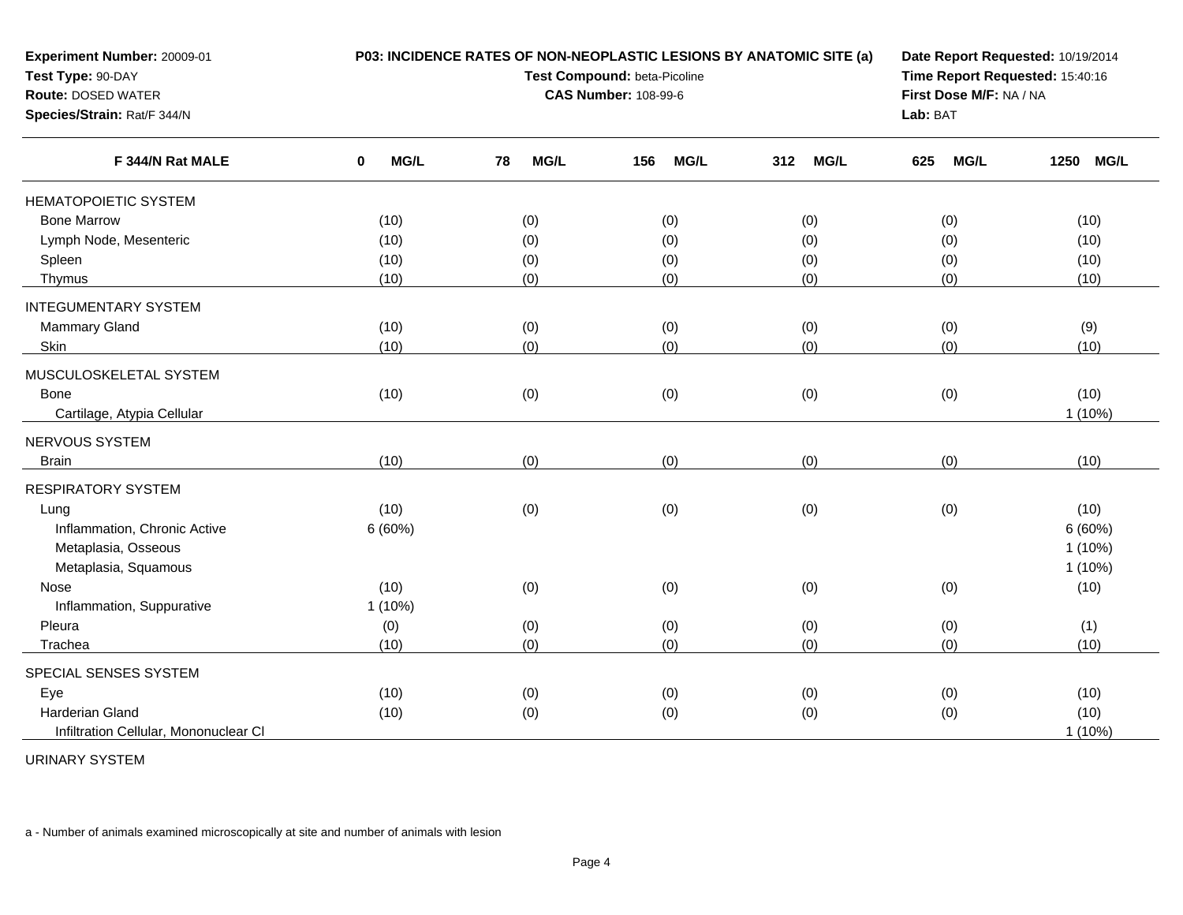**Experiment Number:** 20009-01
**Test Type:** 90-DAY
**Route:** DOSED WATER
**Species/Strain:** Rat/F 344/N

**P03: INCIDENCE RATES OF NON-NEOPLASTIC LESIONS BY ANATOMIC SITE (a)**
**Test Compound:** beta-Picoline
**CAS Number:** 108-99-6

**Date Report Requested:** 10/19/2014
**Time Report Requested:** 15:40:16
**First Dose M/F:** NA / NA
**Lab:** BAT

| F 344/N Rat MALE | 0 MG/L | 78 MG/L | 156 MG/L | 312 MG/L | 625 MG/L | 1250 MG/L |
|---|---|---|---|---|---|---|
| HEMATOPOIETIC SYSTEM | | | | | | |
| Bone Marrow | (10) | (0) | (0) | (0) | (0) | (10) |
| Lymph Node, Mesenteric | (10) | (0) | (0) | (0) | (0) | (10) |
| Spleen | (10) | (0) | (0) | (0) | (0) | (10) |
| Thymus | (10) | (0) | (0) | (0) | (0) | (10) |
| INTEGUMENTARY SYSTEM | | | | | | |
| Mammary Gland | (10) | (0) | (0) | (0) | (0) | (9) |
| Skin | (10) | (0) | (0) | (0) | (0) | (10) |
| MUSCULOSKELETAL SYSTEM | | | | | | |
| Bone | (10) | (0) | (0) | (0) | (0) | (10) |
| Cartilage, Atypia Cellular | | | | | | 1 (10%) |
| NERVOUS SYSTEM | | | | | | |
| Brain | (10) | (0) | (0) | (0) | (0) | (10) |
| RESPIRATORY SYSTEM | | | | | | |
| Lung | (10) | (0) | (0) | (0) | (0) | (10) |
| Inflammation, Chronic Active | 6 (60%) | | | | | 6 (60%) |
| Metaplasia, Osseous | | | | | | 1 (10%) |
| Metaplasia, Squamous | | | | | | 1 (10%) |
| Nose | (10) | (0) | (0) | (0) | (0) | (10) |
| Inflammation, Suppurative | 1 (10%) | | | | | |
| Pleura | (0) | (0) | (0) | (0) | (0) | (1) |
| Trachea | (10) | (0) | (0) | (0) | (0) | (10) |
| SPECIAL SENSES SYSTEM | | | | | | |
| Eye | (10) | (0) | (0) | (0) | (0) | (10) |
| Harderian Gland | (10) | (0) | (0) | (0) | (0) | (10) |
| Infiltration Cellular, Mononuclear Cl | | | | | | 1 (10%) |
| URINARY SYSTEM | | | | | | |

a - Number of animals examined microscopically at site and number of animals with lesion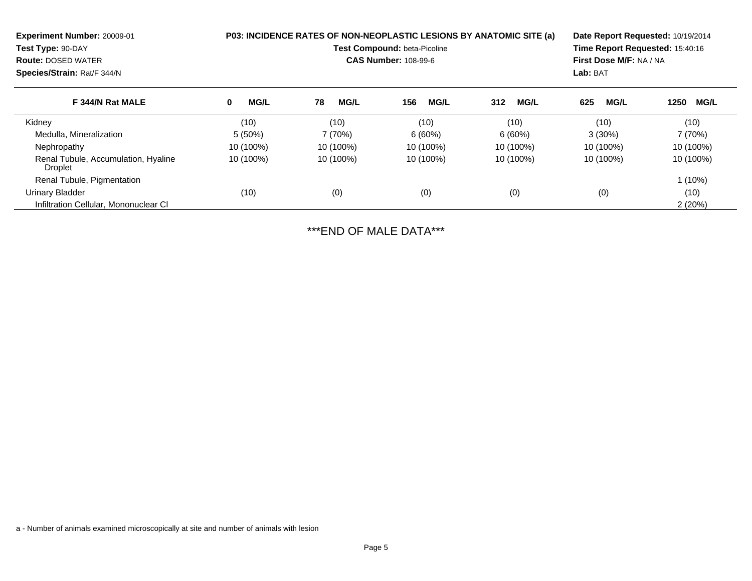**Experiment Number:** 20009-01
**Test Type:** 90-DAY
**Route:** DOSED WATER
**Species/Strain:** Rat/F 344/N

**P03: INCIDENCE RATES OF NON-NEOPLASTIC LESIONS BY ANATOMIC SITE (a)**
**Test Compound:** beta-Picoline
**CAS Number:** 108-99-6

**Date Report Requested:** 10/19/2014
**Time Report Requested:** 15:40:16
**First Dose M/F:** NA / NA
**Lab:** BAT

| F 344/N Rat MALE | 0 MG/L | 78 MG/L | 156 MG/L | 312 MG/L | 625 MG/L | 1250 MG/L |
|---|---|---|---|---|---|---|
| Kidney | (10) | (10) | (10) | (10) | (10) | (10) |
| Medulla, Mineralization | 5 (50%) | 7 (70%) | 6 (60%) | 6 (60%) | 3 (30%) | 7 (70%) |
| Nephropathy | 10 (100%) | 10 (100%) | 10 (100%) | 10 (100%) | 10 (100%) | 10 (100%) |
| Renal Tubule, Accumulation, Hyaline Droplet | 10 (100%) | 10 (100%) | 10 (100%) | 10 (100%) | 10 (100%) | 10 (100%) |
| Renal Tubule, Pigmentation | | | | | | 1 (10%) |
| Urinary Bladder | (10) | (0) | (0) | (0) | (0) | (10) |
| Infiltration Cellular, Mononuclear Cl | | | | | | 2 (20%) |

***END OF MALE DATA***

a - Number of animals examined microscopically at site and number of animals with lesion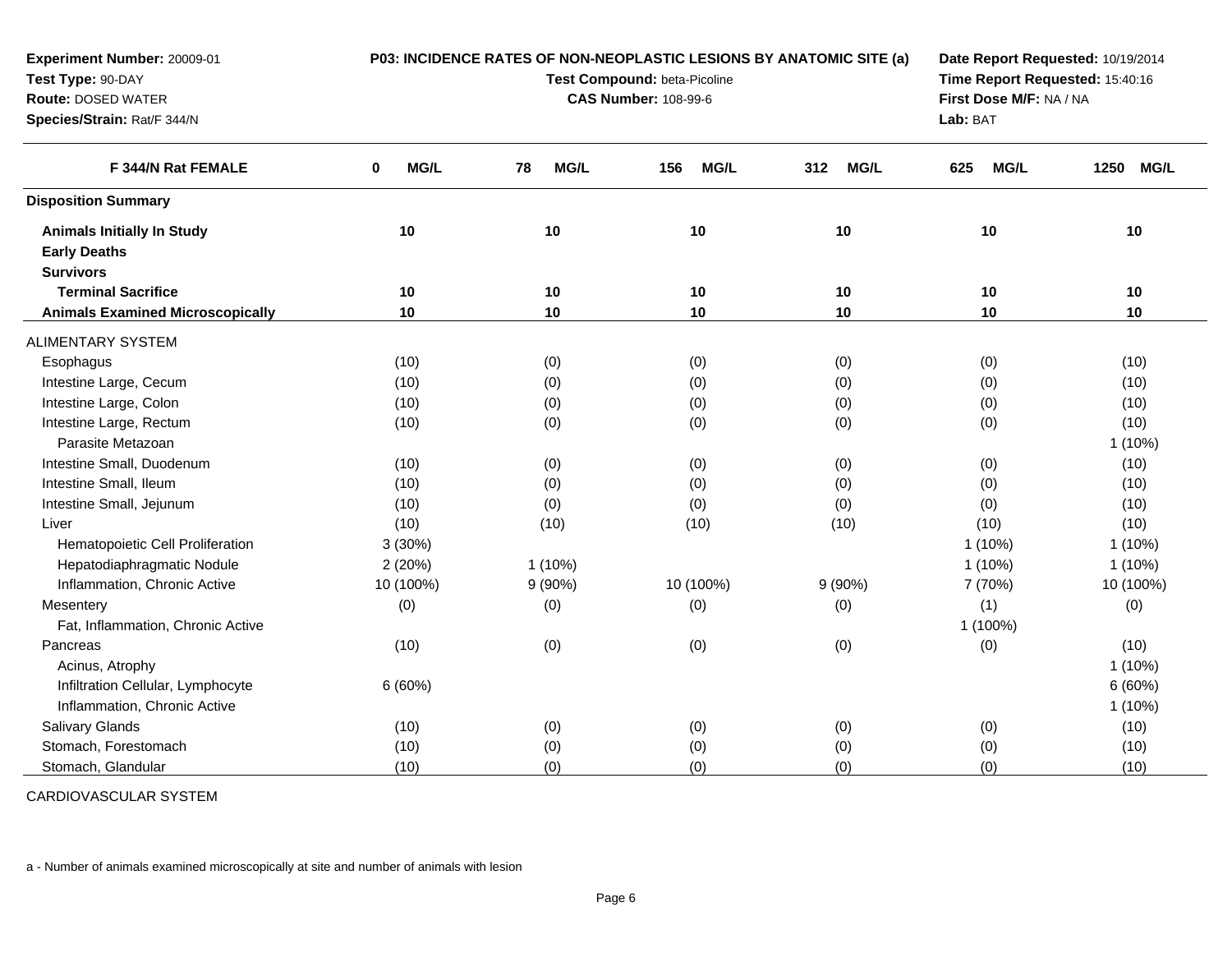**Experiment Number:** 20009-01
**Test Type:** 90-DAY
**Route:** DOSED WATER
**Species/Strain:** Rat/F 344/N

**P03: INCIDENCE RATES OF NON-NEOPLASTIC LESIONS BY ANATOMIC SITE (a)**
**Test Compound:** beta-Picoline
**CAS Number:** 108-99-6

**Date Report Requested:** 10/19/2014
**Time Report Requested:** 15:40:16
**First Dose M/F:** NA / NA
**Lab:** BAT

| F 344/N Rat FEMALE | 0 MG/L | 78 MG/L | 156 MG/L | 312 MG/L | 625 MG/L | 1250 MG/L |
|---|---|---|---|---|---|---|
| **Disposition Summary** | | | | | | |
| **Animals Initially In Study** | 10 | 10 | 10 | 10 | 10 | 10 |
| **Early Deaths** | | | | | | |
| **Survivors** | | | | | | |
| **Terminal Sacrifice** | 10 | 10 | 10 | 10 | 10 | 10 |
| **Animals Examined Microscopically** | 10 | 10 | 10 | 10 | 10 | 10 |
| ALIMENTARY SYSTEM | | | | | | |
| Esophagus | (10) | (0) | (0) | (0) | (0) | (10) |
| Intestine Large, Cecum | (10) | (0) | (0) | (0) | (0) | (10) |
| Intestine Large, Colon | (10) | (0) | (0) | (0) | (0) | (10) |
| Intestine Large, Rectum | (10) | (0) | (0) | (0) | (0) | (10) |
| Parasite Metazoan | | | | | | 1 (10%) |
| Intestine Small, Duodenum | (10) | (0) | (0) | (0) | (0) | (10) |
| Intestine Small, Ileum | (10) | (0) | (0) | (0) | (0) | (10) |
| Intestine Small, Jejunum | (10) | (0) | (0) | (0) | (0) | (10) |
| Liver | (10) | (10) | (10) | (10) | (10) | (10) |
| Hematopoietic Cell Proliferation | 3 (30%) | | | | 1 (10%) | 1 (10%) |
| Hepatodiaphragmatic Nodule | 2 (20%) | 1 (10%) | | | 1 (10%) | 1 (10%) |
| Inflammation, Chronic Active | 10 (100%) | 9 (90%) | 10 (100%) | 9 (90%) | 7 (70%) | 10 (100%) |
| Mesentery | (0) | (0) | (0) | (0) | (1) | (0) |
| Fat, Inflammation, Chronic Active | | | | | 1 (100%) | |
| Pancreas | (10) | (0) | (0) | (0) | (0) | (10) |
| Acinus, Atrophy | | | | | | 1 (10%) |
| Infiltration Cellular, Lymphocyte | 6 (60%) | | | | | 6 (60%) |
| Inflammation, Chronic Active | | | | | | 1 (10%) |
| Salivary Glands | (10) | (0) | (0) | (0) | (0) | (10) |
| Stomach, Forestomach | (10) | (0) | (0) | (0) | (0) | (10) |
| Stomach, Glandular | (10) | (0) | (0) | (0) | (0) | (10) |

CARDIOVASCULAR SYSTEM

a - Number of animals examined microscopically at site and number of animals with lesion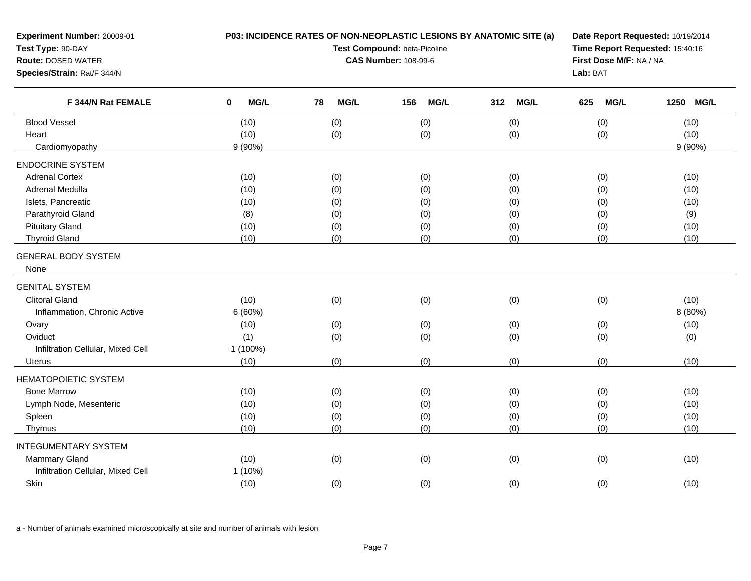**Experiment Number:** 20009-01
**Test Type:** 90-DAY
**Route:** DOSED WATER
**Species/Strain:** Rat/F 344/N

**P03: INCIDENCE RATES OF NON-NEOPLASTIC LESIONS BY ANATOMIC SITE (a)**
**Test Compound:** beta-Picoline
**CAS Number:** 108-99-6

**Date Report Requested:** 10/19/2014
**Time Report Requested:** 15:40:16
**First Dose M/F:** NA / NA
**Lab:** BAT

| F 344/N Rat FEMALE | 0 MG/L | 78 MG/L | 156 MG/L | 312 MG/L | 625 MG/L | 1250 MG/L |
|---|---|---|---|---|---|---|
| Blood Vessel | (10) | (0) | (0) | (0) | (0) | (10) |
| Heart | (10) | (0) | (0) | (0) | (0) | (10) |
| Cardiomyopathy | 9 (90%) | | | | | 9 (90%) |
| ENDOCRINE SYSTEM | | | | | | |
| Adrenal Cortex | (10) | (0) | (0) | (0) | (0) | (10) |
| Adrenal Medulla | (10) | (0) | (0) | (0) | (0) | (10) |
| Islets, Pancreatic | (10) | (0) | (0) | (0) | (0) | (10) |
| Parathyroid Gland | (8) | (0) | (0) | (0) | (0) | (9) |
| Pituitary Gland | (10) | (0) | (0) | (0) | (0) | (10) |
| Thyroid Gland | (10) | (0) | (0) | (0) | (0) | (10) |
| GENERAL BODY SYSTEM | | | | | | |
| None | | | | | | |
| GENITAL SYSTEM | | | | | | |
| Clitoral Gland | (10) | (0) | (0) | (0) | (0) | (10) |
| Inflammation, Chronic Active | 6 (60%) | | | | | 8 (80%) |
| Ovary | (10) | (0) | (0) | (0) | (0) | (10) |
| Oviduct | (1) | (0) | (0) | (0) | (0) | (0) |
| Infiltration Cellular, Mixed Cell | 1 (100%) | | | | | |
| Uterus | (10) | (0) | (0) | (0) | (0) | (10) |
| HEMATOPOIETIC SYSTEM | | | | | | |
| Bone Marrow | (10) | (0) | (0) | (0) | (0) | (10) |
| Lymph Node, Mesenteric | (10) | (0) | (0) | (0) | (0) | (10) |
| Spleen | (10) | (0) | (0) | (0) | (0) | (10) |
| Thymus | (10) | (0) | (0) | (0) | (0) | (10) |
| INTEGUMENTARY SYSTEM | | | | | | |
| Mammary Gland | (10) | (0) | (0) | (0) | (0) | (10) |
| Infiltration Cellular, Mixed Cell | 1 (10%) | | | | | |
| Skin | (10) | (0) | (0) | (0) | (0) | (10) |

a - Number of animals examined microscopically at site and number of animals with lesion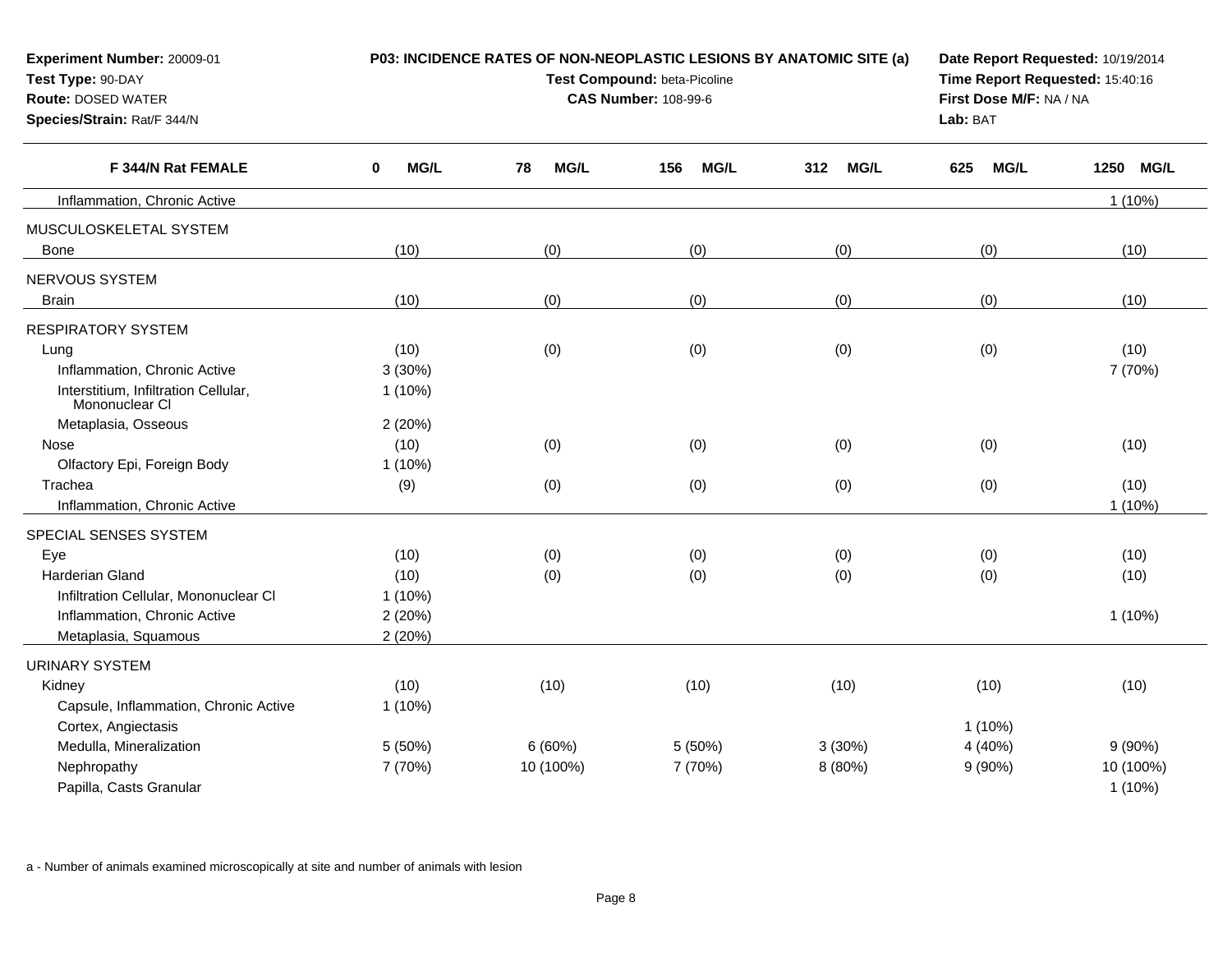**Experiment Number:** 20009-01
**Test Type:** 90-DAY
**Route:** DOSED WATER
**Species/Strain:** Rat/F 344/N

**P03: INCIDENCE RATES OF NON-NEOPLASTIC LESIONS BY ANATOMIC SITE (a)**
**Test Compound:** beta-Picoline
**CAS Number:** 108-99-6

**Date Report Requested:** 10/19/2014
**Time Report Requested:** 15:40:16
**First Dose M/F:** NA / NA
**Lab:** BAT

| F 344/N Rat FEMALE | 0 MG/L | 78 MG/L | 156 MG/L | 312 MG/L | 625 MG/L | 1250 MG/L |
|---|---|---|---|---|---|---|
| Inflammation, Chronic Active | | | | | | 1 (10%) |
| MUSCULOSKELETAL SYSTEM | | | | | | |
| Bone | (10) | (0) | (0) | (0) | (0) | (10) |
| NERVOUS SYSTEM | | | | | | |
| Brain | (10) | (0) | (0) | (0) | (0) | (10) |
| RESPIRATORY SYSTEM | | | | | | |
| Lung | (10) | (0) | (0) | (0) | (0) | (10) |
| Inflammation, Chronic Active | 3 (30%) | | | | | 7 (70%) |
| Interstitium, Infiltration Cellular, Mononuclear Cl | 1 (10%) | | | | | |
| Metaplasia, Osseous | 2 (20%) | | | | | |
| Nose | (10) | (0) | (0) | (0) | (0) | (10) |
| Olfactory Epi, Foreign Body | 1 (10%) | | | | | |
| Trachea | (9) | (0) | (0) | (0) | (0) | (10) |
| Inflammation, Chronic Active | | | | | | 1 (10%) |
| SPECIAL SENSES SYSTEM | | | | | | |
| Eye | (10) | (0) | (0) | (0) | (0) | (10) |
| Harderian Gland | (10) | (0) | (0) | (0) | (0) | (10) |
| Infiltration Cellular, Mononuclear Cl | 1 (10%) | | | | | |
| Inflammation, Chronic Active | 2 (20%) | | | | | 1 (10%) |
| Metaplasia, Squamous | 2 (20%) | | | | | |
| URINARY SYSTEM | | | | | | |
| Kidney | (10) | (10) | (10) | (10) | (10) | (10) |
| Capsule, Inflammation, Chronic Active | 1 (10%) | | | | | |
| Cortex, Angiectasis | | | | | 1 (10%) | |
| Medulla, Mineralization | 5 (50%) | 6 (60%) | 5 (50%) | 3 (30%) | 4 (40%) | 9 (90%) |
| Nephropathy | 7 (70%) | 10 (100%) | 7 (70%) | 8 (80%) | 9 (90%) | 10 (100%) |
| Papilla, Casts Granular | | | | | | 1 (10%) |

a - Number of animals examined microscopically at site and number of animals with lesion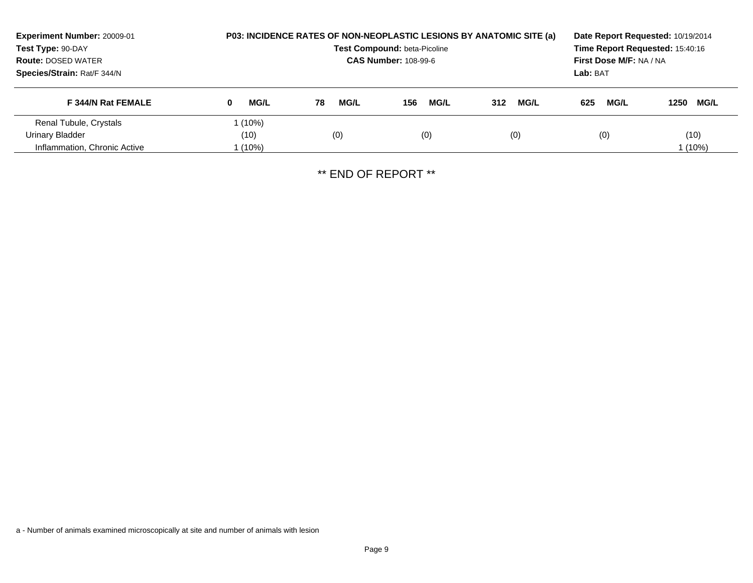| Experiment Number: 20009-01 | P03: INCIDENCE RATES OF NON-NEOPLASTIC LESIONS BY ANATOMIC SITE (a) | Date Report Requested: 10/19/2014 |
|---|---|---|
| Test Type: 90-DAY | Test Compound: beta-Picoline | Time Report Requested: 15:40:16 |
| Route: DOSED WATER | CAS Number: 108-99-6 | First Dose M/F: NA / NA |
| Species/Strain: Rat/F 344/N | | Lab: BAT |

| F 344/N Rat FEMALE | 0 MG/L | 78 MG/L | 156 MG/L | 312 MG/L | 625 MG/L | 1250 MG/L |
|---|---|---|---|---|---|---|
| Renal Tubule, Crystals | 1 (10%) | | | | | |
| Urinary Bladder | (10) | (0) | (0) | (0) | (0) | (10) |
| Inflammation, Chronic Active | 1 (10%) | | | | | 1 (10%) |

** END OF REPORT **

a - Number of animals examined microscopically at site and number of animals with lesion